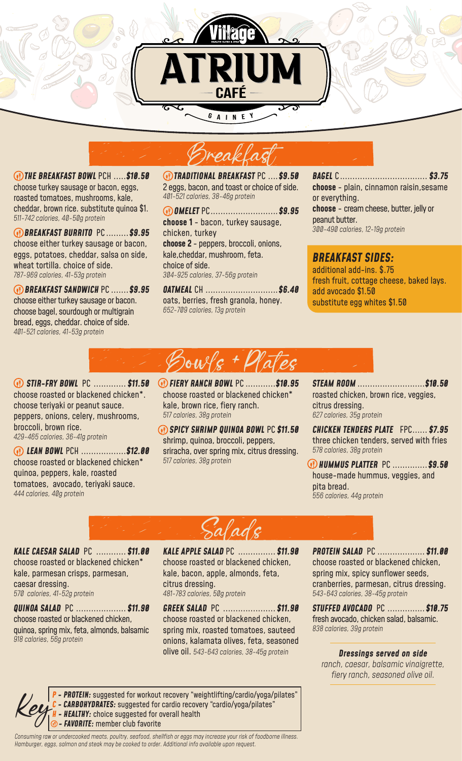# Village Health Clubs & Spas ATRIUM CAFÉ GAINEY

## Breakfast

**THE BREAKFAST BOWL** PCH ..... **$10.50**
choose turkey sausage or bacon, eggs, roasted tomatoes, mushrooms, kale, cheddar, brown rice. substitute quinoa $1.
*511-742 calories, 40-50g protein*

**BREAKFAST BURRITO** PC ......... **$9.95**
choose either turkey sausage or bacon, eggs, potatoes, cheddar, salsa on side, wheat tortilla. choice of side.
*787-969 calories, 41-53g protein*

**BREAKFAST SANDWICH** PC ....... **$9.95**
choose either turkey sausage or bacon. choose bagel, sourdough or multigrain bread, eggs, cheddar. choice of side.
*401-521 calories, 41-53g protein*

**TRADITIONAL BREAKFAST** PC .... **$9.50**
2 eggs, bacon, and toast or choice of side.
*401-521 calories, 38-46g protein*

**OMELET** PC ........................... **$9.95**
**choose 1** - bacon, turkey sausage, chicken, turkey
**choose 2** - peppers, broccoli, onions, kale,cheddar, mushroom, feta.
choice of side.
*304-925 calories, 37-56g protein*

**OATMEAL** CH ............................ **$6.40**
oats, berries, fresh granola, honey.
*652-709 calories, 13g protein*

**BAGEL** C .................................. **$3.75**
**choose** - plain, cinnamon raisin,sesame or everything.
**choose** - cream cheese, butter, jelly or peanut butter.
*300-490 calories, 12-19g protein*

### BREAKFAST SIDES:
additional add-ins. $.75
fresh fruit, cottage cheese, baked lays.
add avocado $1.50
substitute egg whites $1.50

## Bowls + Plates

**STIR-FRY BOWL** PC ............ **$11.50**
choose roasted or blackened chicken*. choose teriyaki or peanut sauce. peppers, onions, celery, mushrooms, broccoli, brown rice.
*429-465 calories, 36-41g protein*

**LEAN BOWL** PCH .................. **$12.00**
choose roasted or blackened chicken* quinoa, peppers, kale, roasted tomatoes, avocado, teriyaki sauce.
*444 calories, 40g protein*

**FIERY RANCH BOWL** PC ............ **$10.95**
choose roasted or blackened chicken* kale, brown rice, fiery ranch.
*517 calories, 38g protein*

**SPICY SHRIMP QUINOA BOWL** PC **$11.50**
shrimp, quinoa, broccoli, peppers, sriracha, over spring mix, citrus dressing.
*517 calories, 38g protein*

**STEAM ROOM** ........................... **$10.50**
roasted chicken, brown rice, veggies, citrus dressing.
*627 calories, 35g protein*

**CHICKEN TENDERS PLATE** FPC...... **$7.95**
three chicken tenders, served with fries
*578 calories, 38g protein*

**HUMMUS PLATTER** PC .............. **$9.50**
house-made hummus, veggies, and pita bread.
*556 calories, 44g protein*

## Salads

**KALE CAESAR SALAD** PC ............ **$11.00**
choose roasted or blackened chicken* kale, parmesan crisps, parmesan, caesar dressing.
*570 calories, 41-52g protein*

**QUINOA SALAD** PC .................... **$11.90**
choose roasted or blackened chicken, quinoa, spring mix, feta, almonds, balsamic
*918 calories, 56g protein*

**KALE APPLE SALAD** PC ............... **$11.90**
choose roasted or blackened chicken, kale, bacon, apple, almonds, feta, citrus dressing.
*481-783 calories, 50g protein*

**GREEK SALAD** PC ..................... **$11.90**
choose roasted or blackened chicken, spring mix, roasted tomatoes, sauteed onions, kalamata olives, feta, seasoned olive oil. *543-643 calories, 38-45g protein*

**PROTEIN SALAD** PC .................. **$11.00**
choose roasted or blackened chicken, spring mix, spicy sunflower seeds, cranberries, parmesan, citrus dressing.
*543-643 calories, 38-45g protein*

**STUFFED AVOCADO** PC ............... **$10.75**
fresh avocado, chicken salad, balsamic.
*838 calories, 39g protein*

**Dressings served on side**
*ranch, caesar, balsamic vinaigrette, fiery ranch, seasoned olive oil.*

## Key
- **P - PROTEIN:** suggested for workout recovery "weightlifting/cardio/yoga/pilates"
- **C - CARBOHYDRATES:** suggested for cardio recovery "cardio/yoga/pilates"
- **H - HEALTHY:** choice suggested for overall health
- **FAVORITE:** member club favorite

*Consuming raw or undercooked meats, poultry, seafood, shellfish or eggs may increase your risk of foodborne illness. Hamburger, eggs, salmon and steak may be cooked to order. Additional info available upon request.*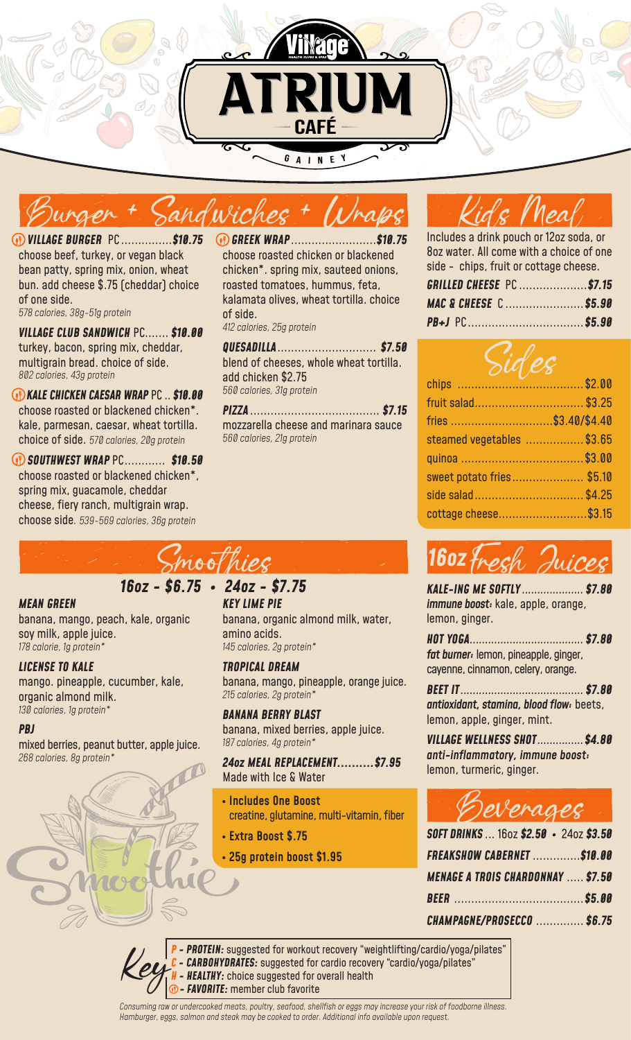# Village ATRIUM CAFÉ GAINEY

## Burger + Sandwiches + Wraps

**VILLAGE BURGER** PC ............... **$10.75**
choose beef, turkey, or vegan black bean patty, spring mix, onion, wheat bun. add cheese $.75 (cheddar) choice of one side.
*578 calories, 38g-51g protein*

**VILLAGE CLUB SANDWICH** PC....... **$10.00**
turkey, bacon, spring mix, cheddar, multigrain bread. choice of side.
*802 calories, 43g protein*

**KALE CHICKEN CAESAR WRAP** PC .. **$10.00**
choose roasted or blackened chicken*. kale, parmesan, caesar, wheat tortilla. choice of side. *570 calories, 20g protein*

**SOUTHWEST WRAP** PC............ **$10.50**
choose roasted or blackened chicken*, spring mix, guacamole, cheddar cheese, fiery ranch, multigrain wrap. choose side. *539-569 calories, 36g protein*

**GREEK WRAP** ......................... **$10.75**
choose roasted chicken or blackened chicken*. spring mix, sauteed onions, roasted tomatoes, hummus, feta, kalamata olives, wheat tortilla. choice of side.
*412 calories, 25g protein*

**QUESADILLA** ............................. **$7.50**
blend of cheeses, whole wheat tortilla. add chicken $2.75
*560 calories, 31g protein*

**PIZZA** ...................................... **$7.15**
mozzarella cheese and marinara sauce
*560 calories, 21g protein*

## Kid's Meal

Includes a drink pouch or 12oz soda, or 8oz water. All come with a choice of one side - chips, fruit or cottage cheese.

**GRILLED CHEESE** PC .................... **$7.15**
**MAC & CHEESE** C ....................... **$5.90**
**PB+J** PC .................................. **$5.90**

## Sides

| | |
|---|---|
| chips | $2.00 |
| fruit salad | $3.25 |
| fries | $3.40/$4.40 |
| steamed vegetables | $3.65 |
| quinoa | $3.00 |
| sweet potato fries | $5.10 |
| side salad | $4.25 |
| cottage cheese | $3.15 |

## Smoothies

### 16oz - $6.75 • 24oz - $7.75

**MEAN GREEN**
banana, mango, peach, kale, organic soy milk, apple juice.
*178 calorie, 1g protein**

**LICENSE TO KALE**
mango. pineapple, cucumber, kale, organic almond milk.
*130 calories, 1g protein**

**PBJ**
mixed berries, peanut butter, apple juice.
*268 calories, 8g protein**

**KEY LIME PIE**
banana, organic almond milk, water, amino acids.
*145 calories, 2g protein**

**TROPICAL DREAM**
banana, mango, pineapple, orange juice.
*215 calories, 2g protein**

**BANANA BERRY BLAST**
banana, mixed berries, apple juice.
*187 calories, 4g protein**

**24oz MEAL REPLACEMENT**.......... **$7.95**
Made with Ice & Water

- **Includes One Boost**
  creatine, glutamine, multi-vitamin, fiber
- **Extra Boost $.75**
- **25g protein boost $1.95**

## 16oz Fresh Juices

**KALE-ING ME SOFTLY** .................... **$7.80**
***immune boost:*** kale, apple, orange, lemon, ginger.

**HOT YOGA** ..................................... **$7.80**
***fat burner:*** lemon, pineapple, ginger, cayenne, cinnamon, celery, orange.

**BEET IT** ........................................ **$7.80**
***antioxidant, stamina, blood flow:*** beets, lemon, apple, ginger, mint.

**VILLAGE WELLNESS SHOT** ............... **$4.80**
***anti-inflammatory, immune boost:*** lemon, turmeric, ginger.

## Beverages

**SOFT DRINKS** ... 16oz **$2.50** • 24oz **$3.50**
**FREAKSHOW CABERNET** .............. **$10.00**
**MENAGE A TROIS CHARDONNAY** ..... **$7.50**
**BEER** ........................................ **$5.00**
**CHAMPAGNE/PROSECCO** .............. **$6.75**

## Key

- ***P - PROTEIN:*** suggested for workout recovery "weightlifting/cardio/yoga/pilates"
- ***C - CARBOHYDRATES:*** suggested for cardio recovery "cardio/yoga/pilates"
- ***H - HEALTHY:*** choice suggested for overall health
- ***FAVORITE:*** member club favorite

*Consuming raw or undercooked meats, poultry, seafood, shellfish or eggs may increase your risk of foodborne illness. Hamburger, eggs, salmon and steak may be cooked to order. Additional info available upon request.*